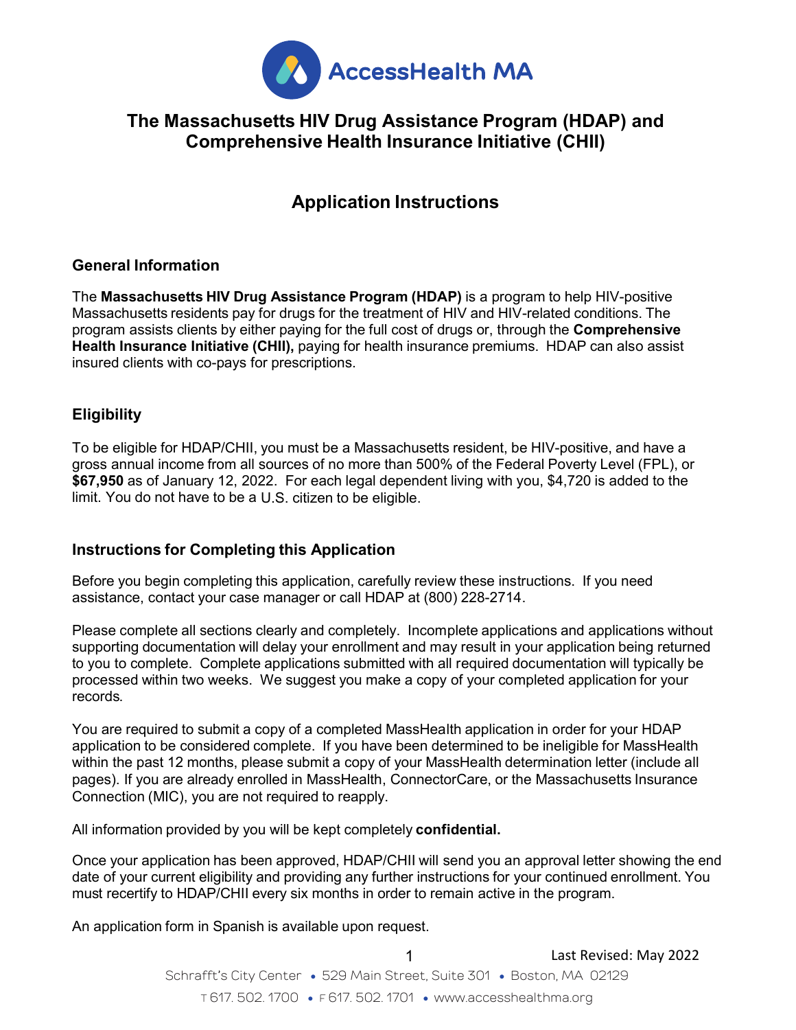AccessHealth MA

# The Massachusetts HIV Drug Assistance Program (HDAP) and Comprehensive Health Insurance Initiative (CHII)

## Application Instructions

### General Information

The **Massachusetts HIV Drug Assistance Program (HDAP)** is a program to help HIV-positive Massachusetts residents pay for drugs for the treatment of HIV and HIV-related conditions. The program assists clients by either paying for the full cost of drugs or, through the **Comprehensive Health Insurance Initiative (CHII),** paying for health insurance premiums. HDAP can also assist insured clients with co-pays for prescriptions.

### Eligibility

To be eligible for HDAP/CHII, you must be a Massachusetts resident, be HIV-positive, and have a gross annual income from all sources of no more than 500% of the Federal Poverty Level (FPL), or **$67,950** as of January 12, 2022. For each legal dependent living with you, $4,720 is added to the limit. You do not have to be a U.S. citizen to be eligible.

### Instructions for Completing this Application

Before you begin completing this application, carefully review these instructions. If you need assistance, contact your case manager or call HDAP at (800) 228-2714.

Please complete all sections clearly and completely. Incomplete applications and applications without supporting documentation will delay your enrollment and may result in your application being returned to you to complete. Complete applications submitted with all required documentation will typically be processed within two weeks. We suggest you make a copy of your completed application for your records.

You are required to submit a copy of a completed MassHealth application in order for your HDAP application to be considered complete. If you have been determined to be ineligible for MassHealth within the past 12 months, please submit a copy of your MassHealth determination letter (include all pages). If you are already enrolled in MassHealth, ConnectorCare, or the Massachusetts Insurance Connection (MIC), you are not required to reapply.

All information provided by you will be kept completely **confidential.**

Once your application has been approved, HDAP/CHII will send you an approval letter showing the end date of your current eligibility and providing any further instructions for your continued enrollment. You must recertify to HDAP/CHII every six months in order to remain active in the program.

An application form in Spanish is available upon request.

Last Revised: May 2022

Schrafft's City Center • 529 Main Street, Suite 301 • Boston, MA 02129

T 617. 502. 1700 • F 617. 502. 1701 • www.accesshealthma.org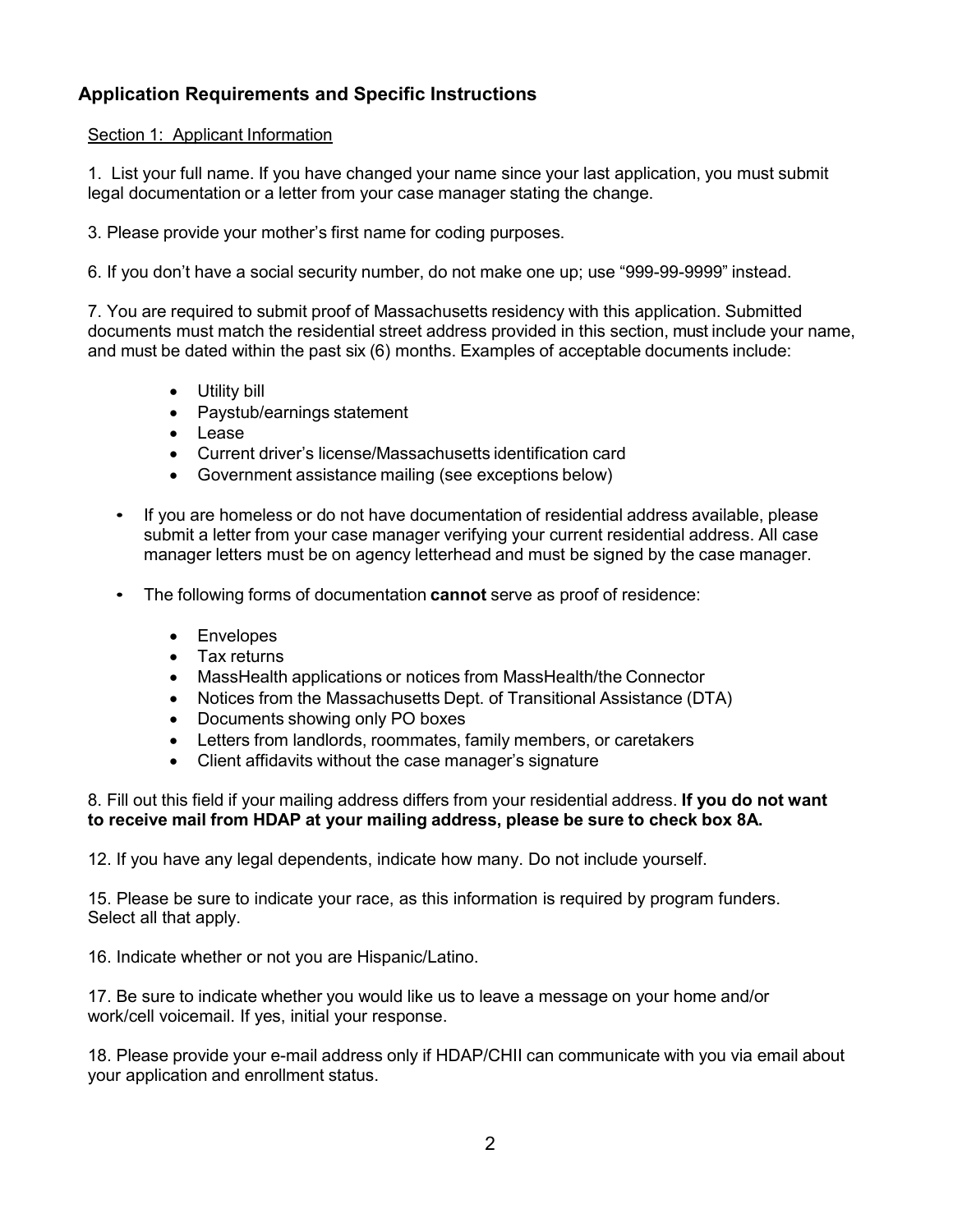## Application Requirements and Specific Instructions

Section 1: Applicant Information

1. List your full name. If you have changed your name since your last application, you must submit legal documentation or a letter from your case manager stating the change.

3. Please provide your mother's first name for coding purposes.

6. If you don't have a social security number, do not make one up; use "999-99-9999" instead.

7. You are required to submit proof of Massachusetts residency with this application. Submitted documents must match the residential street address provided in this section, must include your name, and must be dated within the past six (6) months. Examples of acceptable documents include:

    - Utility bill
    - Paystub/earnings statement
    - Lease
    - Current driver's license/Massachusetts identification card
    - Government assistance mailing (see exceptions below)

- If you are homeless or do not have documentation of residential address available, please submit a letter from your case manager verifying your current residential address. All case manager letters must be on agency letterhead and must be signed by the case manager.

- The following forms of documentation **cannot** serve as proof of residence:

    - Envelopes
    - Tax returns
    - MassHealth applications or notices from MassHealth/the Connector
    - Notices from the Massachusetts Dept. of Transitional Assistance (DTA)
    - Documents showing only PO boxes
    - Letters from landlords, roommates, family members, or caretakers
    - Client affidavits without the case manager's signature

8. Fill out this field if your mailing address differs from your residential address. **If you do not want to receive mail from HDAP at your mailing address, please be sure to check box 8A.**

12. If you have any legal dependents, indicate how many. Do not include yourself.

15. Please be sure to indicate your race, as this information is required by program funders. Select all that apply.

16. Indicate whether or not you are Hispanic/Latino.

17. Be sure to indicate whether you would like us to leave a message on your home and/or work/cell voicemail. If yes, initial your response.

18. Please provide your e-mail address only if HDAP/CHII can communicate with you via email about your application and enrollment status.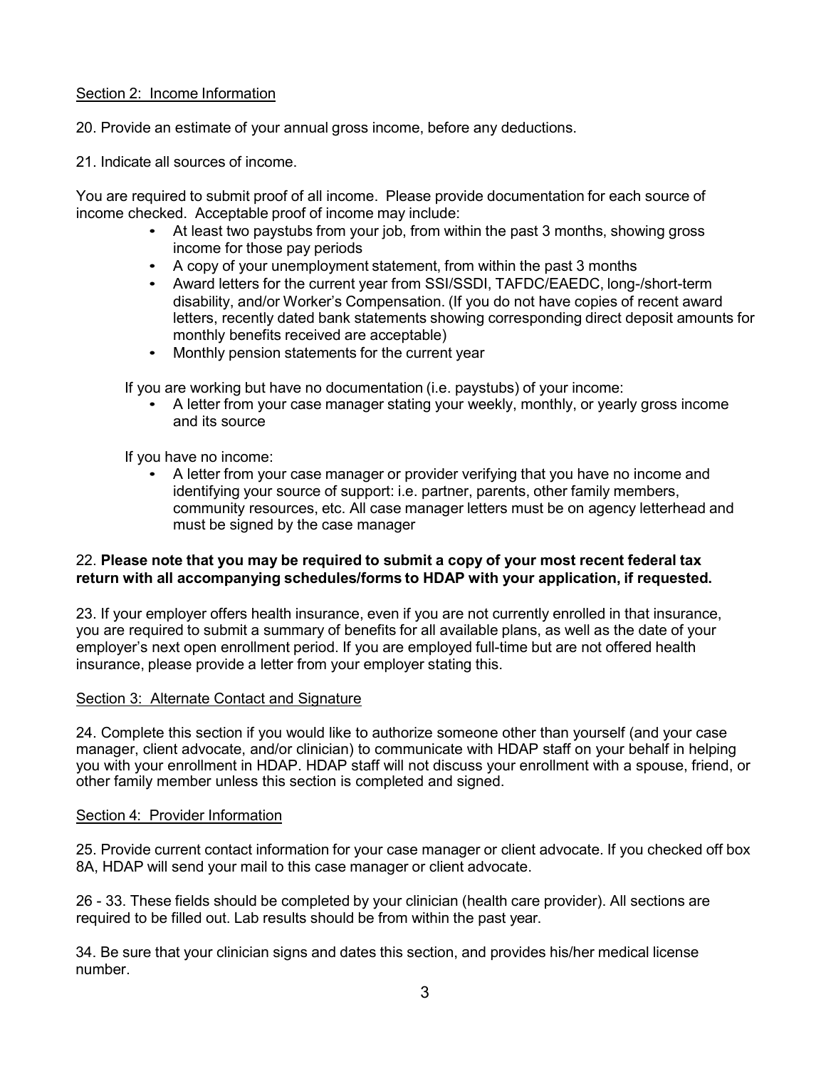Section 2: Income Information

20. Provide an estimate of your annual gross income, before any deductions.

21. Indicate all sources of income.

You are required to submit proof of all income. Please provide documentation for each source of income checked. Acceptable proof of income may include:

- At least two paystubs from your job, from within the past 3 months, showing gross income for those pay periods
- A copy of your unemployment statement, from within the past 3 months
- Award letters for the current year from SSI/SSDI, TAFDC/EAEDC, long-/short-term disability, and/or Worker's Compensation. (If you do not have copies of recent award letters, recently dated bank statements showing corresponding direct deposit amounts for monthly benefits received are acceptable)
- Monthly pension statements for the current year

If you are working but have no documentation (i.e. paystubs) of your income:

- A letter from your case manager stating your weekly, monthly, or yearly gross income and its source

If you have no income:

- A letter from your case manager or provider verifying that you have no income and identifying your source of support: i.e. partner, parents, other family members, community resources, etc. All case manager letters must be on agency letterhead and must be signed by the case manager

22. **Please note that you may be required to submit a copy of your most recent federal tax return with all accompanying schedules/forms to HDAP with your application, if requested.**

23. If your employer offers health insurance, even if you are not currently enrolled in that insurance, you are required to submit a summary of benefits for all available plans, as well as the date of your employer's next open enrollment period. If you are employed full-time but are not offered health insurance, please provide a letter from your employer stating this.

Section 3: Alternate Contact and Signature

24. Complete this section if you would like to authorize someone other than yourself (and your case manager, client advocate, and/or clinician) to communicate with HDAP staff on your behalf in helping you with your enrollment in HDAP. HDAP staff will not discuss your enrollment with a spouse, friend, or other family member unless this section is completed and signed.

Section 4: Provider Information

25. Provide current contact information for your case manager or client advocate. If you checked off box 8A, HDAP will send your mail to this case manager or client advocate.

26 - 33. These fields should be completed by your clinician (health care provider). All sections are required to be filled out. Lab results should be from within the past year.

34. Be sure that your clinician signs and dates this section, and provides his/her medical license number.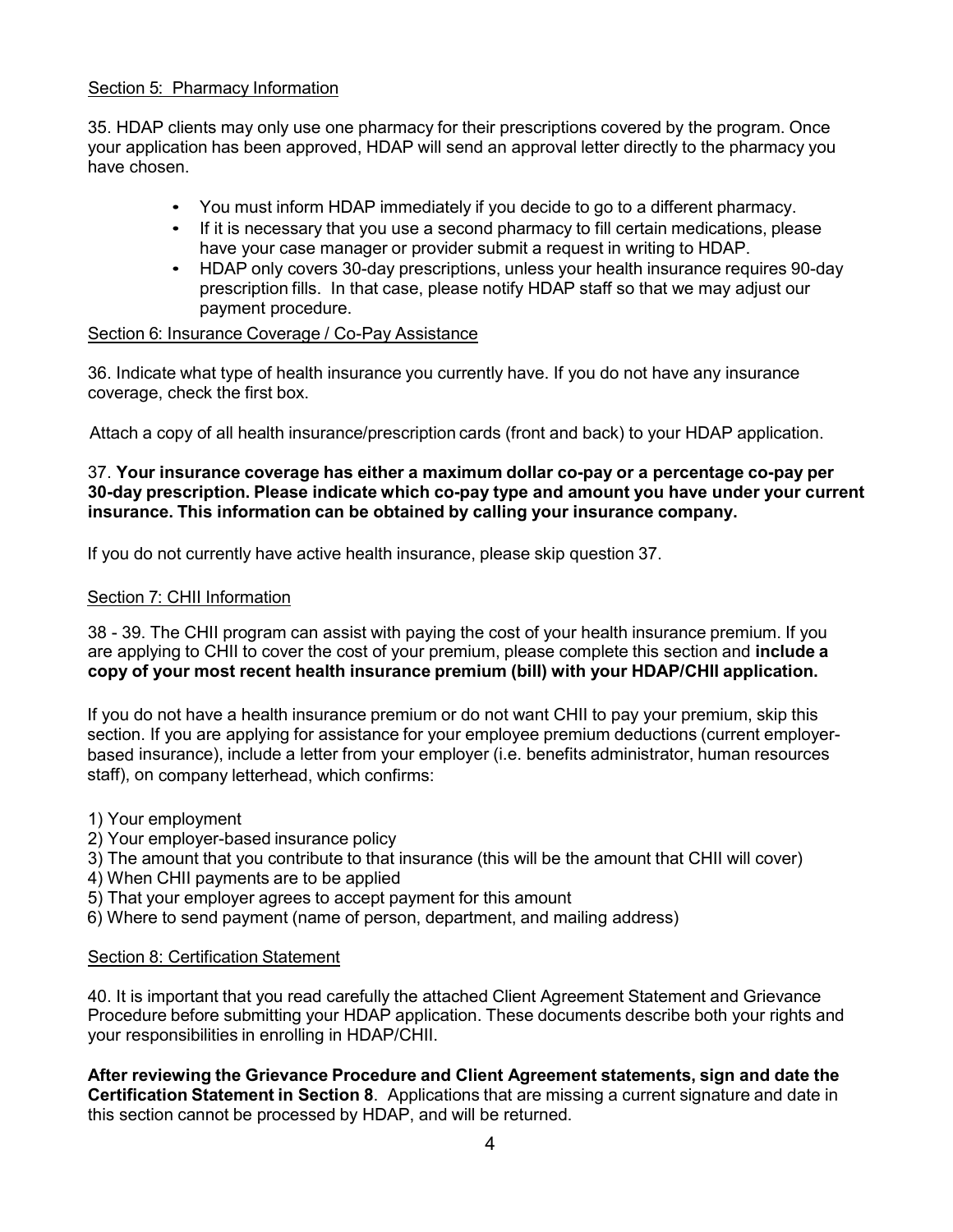Section 5: Pharmacy Information

35. HDAP clients may only use one pharmacy for their prescriptions covered by the program. Once your application has been approved, HDAP will send an approval letter directly to the pharmacy you have chosen.

- You must inform HDAP immediately if you decide to go to a different pharmacy.
- If it is necessary that you use a second pharmacy to fill certain medications, please have your case manager or provider submit a request in writing to HDAP.
- HDAP only covers 30-day prescriptions, unless your health insurance requires 90-day prescription fills. In that case, please notify HDAP staff so that we may adjust our payment procedure.

Section 6: Insurance Coverage / Co-Pay Assistance

36. Indicate what type of health insurance you currently have. If you do not have any insurance coverage, check the first box.

Attach a copy of all health insurance/prescription cards (front and back) to your HDAP application.

37. **Your insurance coverage has either a maximum dollar co-pay or a percentage co-pay per 30-day prescription. Please indicate which co-pay type and amount you have under your current insurance. This information can be obtained by calling your insurance company.**

If you do not currently have active health insurance, please skip question 37.

Section 7: CHII Information

38 - 39. The CHII program can assist with paying the cost of your health insurance premium. If you are applying to CHII to cover the cost of your premium, please complete this section and **include a copy of your most recent health insurance premium (bill) with your HDAP/CHII application.**

If you do not have a health insurance premium or do not want CHII to pay your premium, skip this section. If you are applying for assistance for your employee premium deductions (current employer-based insurance), include a letter from your employer (i.e. benefits administrator, human resources staff), on company letterhead, which confirms:

1) Your employment
2) Your employer-based insurance policy
3) The amount that you contribute to that insurance (this will be the amount that CHII will cover)
4) When CHII payments are to be applied
5) That your employer agrees to accept payment for this amount
6) Where to send payment (name of person, department, and mailing address)

Section 8: Certification Statement

40. It is important that you read carefully the attached Client Agreement Statement and Grievance Procedure before submitting your HDAP application. These documents describe both your rights and your responsibilities in enrolling in HDAP/CHII.

**After reviewing the Grievance Procedure and Client Agreement statements, sign and date the Certification Statement in Section 8**. Applications that are missing a current signature and date in this section cannot be processed by HDAP, and will be returned.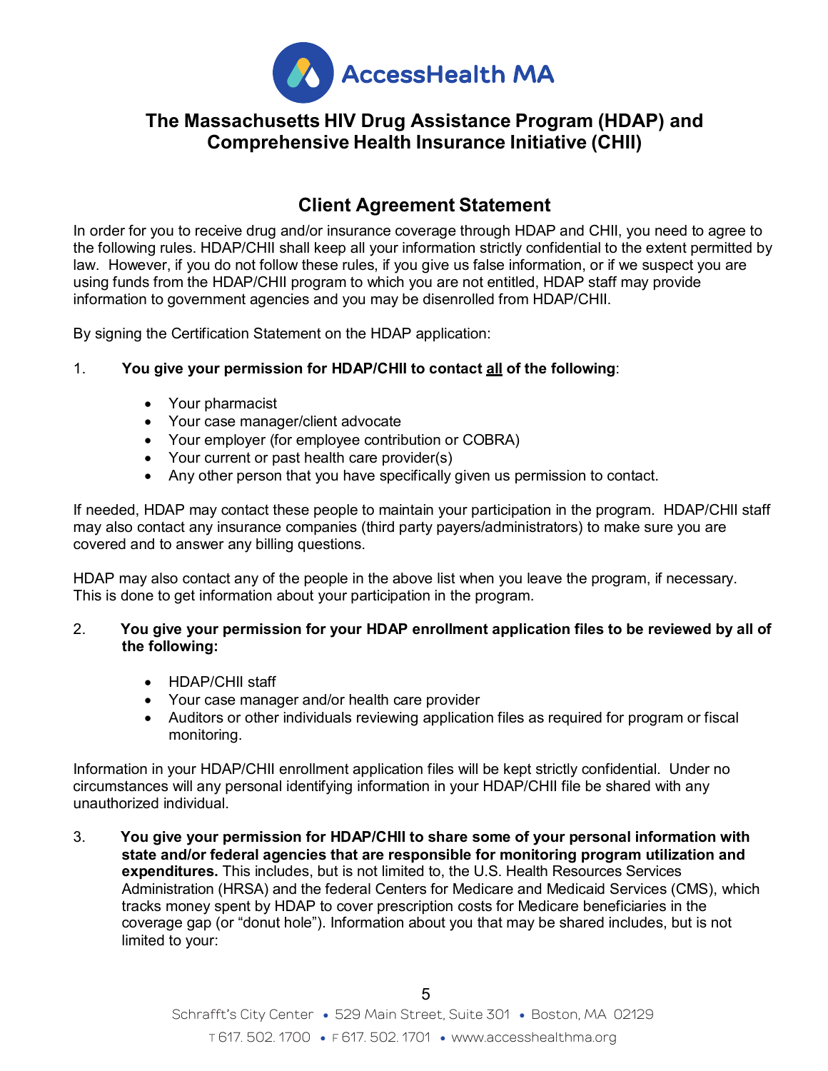# AccessHealth MA

## The Massachusetts HIV Drug Assistance Program (HDAP) and Comprehensive Health Insurance Initiative (CHII)

## Client Agreement Statement

In order for you to receive drug and/or insurance coverage through HDAP and CHII, you need to agree to the following rules. HDAP/CHII shall keep all your information strictly confidential to the extent permitted by law. However, if you do not follow these rules, if you give us false information, or if we suspect you are using funds from the HDAP/CHII program to which you are not entitled, HDAP staff may provide information to government agencies and you may be disenrolled from HDAP/CHII.

By signing the Certification Statement on the HDAP application:

1. **You give your permission for HDAP/CHII to contact all of the following**:

    - Your pharmacist
    - Your case manager/client advocate
    - Your employer (for employee contribution or COBRA)
    - Your current or past health care provider(s)
    - Any other person that you have specifically given us permission to contact.

If needed, HDAP may contact these people to maintain your participation in the program. HDAP/CHII staff may also contact any insurance companies (third party payers/administrators) to make sure you are covered and to answer any billing questions.

HDAP may also contact any of the people in the above list when you leave the program, if necessary. This is done to get information about your participation in the program.

2. **You give your permission for your HDAP enrollment application files to be reviewed by all of the following:**

    - HDAP/CHII staff
    - Your case manager and/or health care provider
    - Auditors or other individuals reviewing application files as required for program or fiscal monitoring.

Information in your HDAP/CHII enrollment application files will be kept strictly confidential. Under no circumstances will any personal identifying information in your HDAP/CHII file be shared with any unauthorized individual.

3. **You give your permission for HDAP/CHII to share some of your personal information with state and/or federal agencies that are responsible for monitoring program utilization and expenditures.** This includes, but is not limited to, the U.S. Health Resources Services Administration (HRSA) and the federal Centers for Medicare and Medicaid Services (CMS), which tracks money spent by HDAP to cover prescription costs for Medicare beneficiaries in the coverage gap (or "donut hole"). Information about you that may be shared includes, but is not limited to your: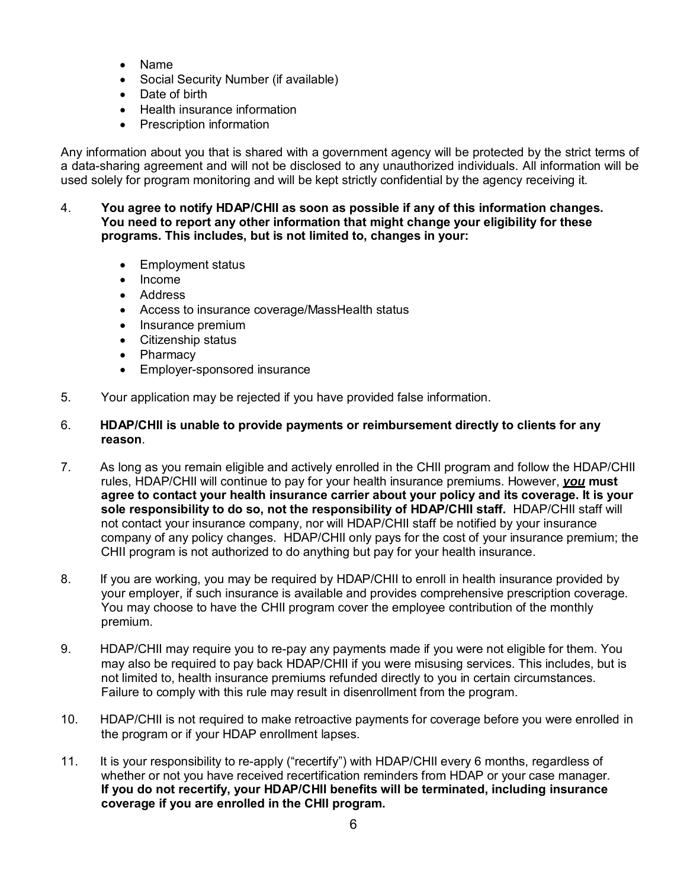- Name
- Social Security Number (if available)
- Date of birth
- Health insurance information
- Prescription information

Any information about you that is shared with a government agency will be protected by the strict terms of a data-sharing agreement and will not be disclosed to any unauthorized individuals. All information will be used solely for program monitoring and will be kept strictly confidential by the agency receiving it.

4. **You agree to notify HDAP/CHII as soon as possible if any of this information changes. You need to report any other information that might change your eligibility for these programs. This includes, but is not limited to, changes in your:**

    - Employment status
    - Income
    - Address
    - Access to insurance coverage/MassHealth status
    - Insurance premium
    - Citizenship status
    - Pharmacy
    - Employer-sponsored insurance

5. Your application may be rejected if you have provided false information.

6. **HDAP/CHII is unable to provide payments or reimbursement directly to clients for any reason**.

7. As long as you remain eligible and actively enrolled in the CHII program and follow the HDAP/CHII rules, HDAP/CHII will continue to pay for your health insurance premiums. However, ***<u>you</u>*** **must agree to contact your health insurance carrier about your policy and its coverage. It is your sole responsibility to do so, not the responsibility of HDAP/CHII staff.** HDAP/CHII staff will not contact your insurance company, nor will HDAP/CHII staff be notified by your insurance company of any policy changes. HDAP/CHII only pays for the cost of your insurance premium; the CHII program is not authorized to do anything but pay for your health insurance.

8. If you are working, you may be required by HDAP/CHII to enroll in health insurance provided by your employer, if such insurance is available and provides comprehensive prescription coverage. You may choose to have the CHII program cover the employee contribution of the monthly premium.

9. HDAP/CHII may require you to re-pay any payments made if you were not eligible for them. You may also be required to pay back HDAP/CHII if you were misusing services. This includes, but is not limited to, health insurance premiums refunded directly to you in certain circumstances. Failure to comply with this rule may result in disenrollment from the program.

10. HDAP/CHII is not required to make retroactive payments for coverage before you were enrolled in the program or if your HDAP enrollment lapses.

11. It is your responsibility to re-apply ("recertify") with HDAP/CHII every 6 months, regardless of whether or not you have received recertification reminders from HDAP or your case manager. **If you do not recertify, your HDAP/CHII benefits will be terminated, including insurance coverage if you are enrolled in the CHII program.**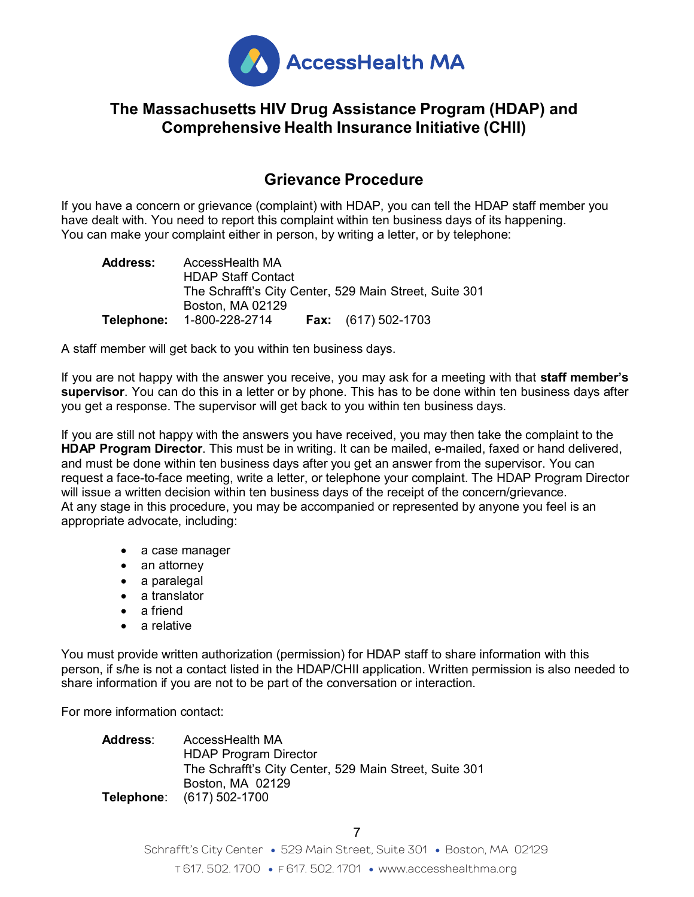# The Massachusetts HIV Drug Assistance Program (HDAP) and Comprehensive Health Insurance Initiative (CHII)

## Grievance Procedure

If you have a concern or grievance (complaint) with HDAP, you can tell the HDAP staff member you have dealt with. You need to report this complaint within ten business days of its happening. You can make your complaint either in person, by writing a letter, or by telephone:

**Address:** AccessHealth MA
HDAP Staff Contact
The Schrafft's City Center, 529 Main Street, Suite 301
Boston, MA 02129
**Telephone:** 1-800-228-2714 **Fax:** (617) 502-1703

A staff member will get back to you within ten business days.

If you are not happy with the answer you receive, you may ask for a meeting with that **staff member's supervisor**. You can do this in a letter or by phone. This has to be done within ten business days after you get a response. The supervisor will get back to you within ten business days.

If you are still not happy with the answers you have received, you may then take the complaint to the **HDAP Program Director**. This must be in writing. It can be mailed, e-mailed, faxed or hand delivered, and must be done within ten business days after you get an answer from the supervisor. You can request a face-to-face meeting, write a letter, or telephone your complaint. The HDAP Program Director will issue a written decision within ten business days of the receipt of the concern/grievance. At any stage in this procedure, you may be accompanied or represented by anyone you feel is an appropriate advocate, including:

- a case manager
- an attorney
- a paralegal
- a translator
- a friend
- a relative

You must provide written authorization (permission) for HDAP staff to share information with this person, if s/he is not a contact listed in the HDAP/CHII application. Written permission is also needed to share information if you are not to be part of the conversation or interaction.

For more information contact:

**Address**: AccessHealth MA
HDAP Program Director
The Schrafft's City Center, 529 Main Street, Suite 301
Boston, MA 02129
**Telephone**: (617) 502-1700